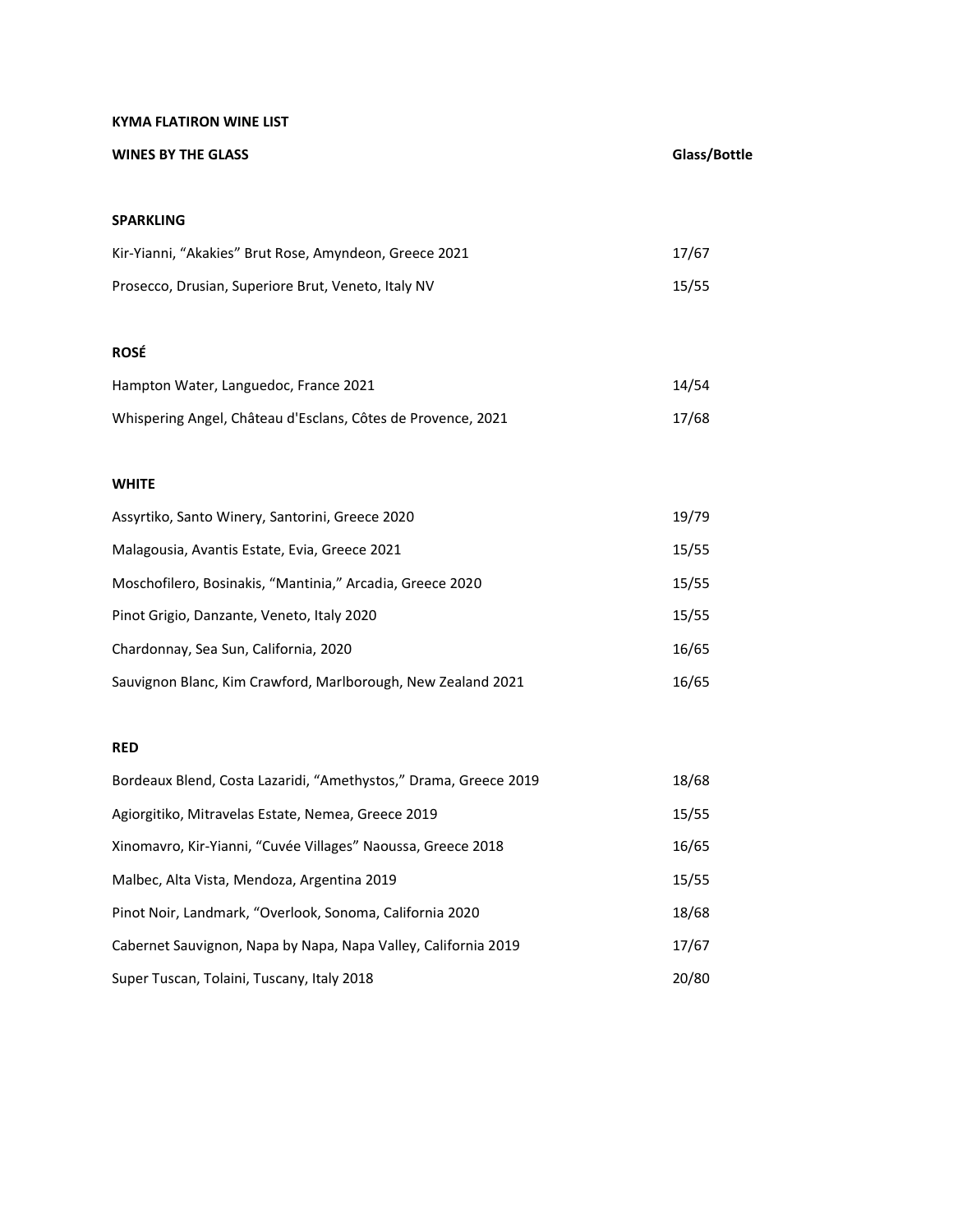**KYMA FLATIRON WINE LIST**

| **WINES BY THE GLASS** | **Glass/Bottle** |
| --- | --- |
| **SPARKLING** | |
| Kir-Yianni, “Akakies” Brut Rose, Amyndeon, Greece 2021 | 17/67 |
| Prosecco, Drusian, Superiore Brut, Veneto, Italy NV | 15/55 |
| **ROSÉ** | |
| Hampton Water, Languedoc, France 2021 | 14/54 |
| Whispering Angel, Château d'Esclans, Côtes de Provence, 2021 | 17/68 |
| **WHITE** | |
| Assyrtiko, Santo Winery, Santorini, Greece 2020 | 19/79 |
| Malagousia, Avantis Estate, Evia, Greece 2021 | 15/55 |
| Moschofilero, Bosinakis, “Mantinia,” Arcadia, Greece 2020 | 15/55 |
| Pinot Grigio, Danzante, Veneto, Italy 2020 | 15/55 |
| Chardonnay, Sea Sun, California, 2020 | 16/65 |
| Sauvignon Blanc, Kim Crawford, Marlborough, New Zealand 2021 | 16/65 |
| **RED** | |
| Bordeaux Blend, Costa Lazaridi, “Amethystos,” Drama, Greece 2019 | 18/68 |
| Agiorgitiko, Mitravelas Estate, Nemea, Greece 2019 | 15/55 |
| Xinomavro, Kir-Yianni, “Cuvée Villages” Naoussa, Greece 2018 | 16/65 |
| Malbec, Alta Vista, Mendoza, Argentina 2019 | 15/55 |
| Pinot Noir, Landmark, “Overlook, Sonoma, California 2020 | 18/68 |
| Cabernet Sauvignon, Napa by Napa, Napa Valley, California 2019 | 17/67 |
| Super Tuscan, Tolaini, Tuscany, Italy 2018 | 20/80 |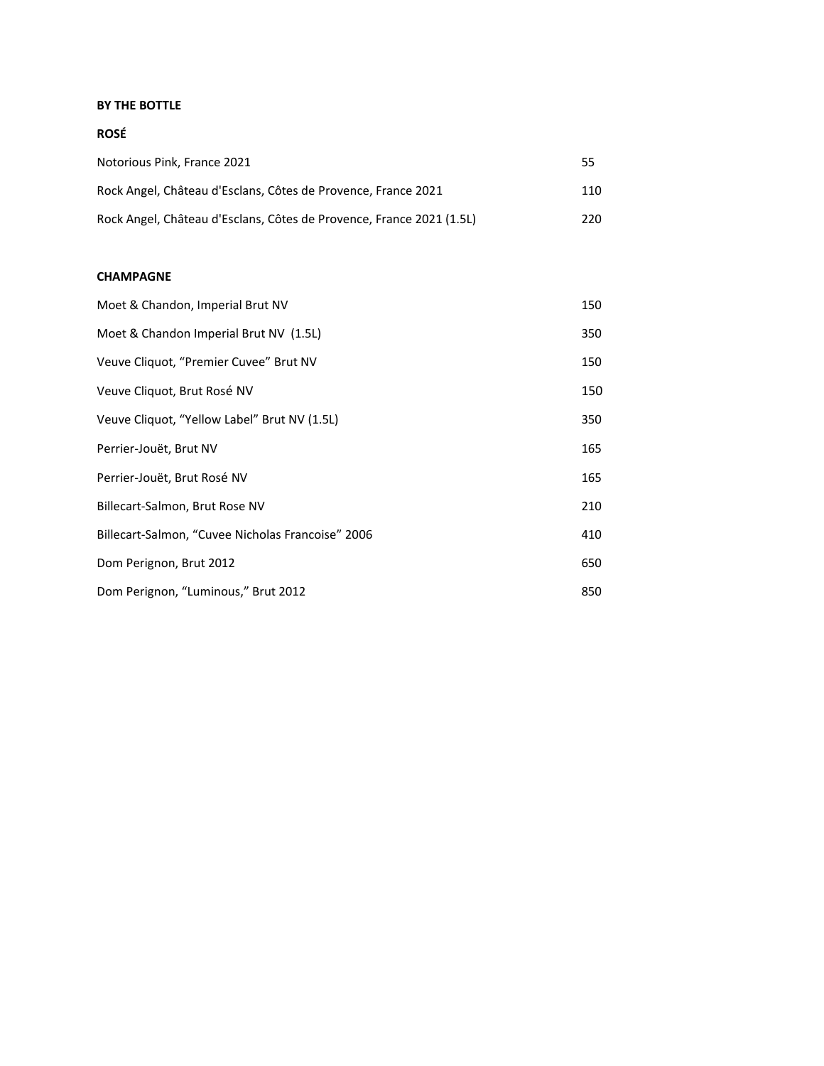**BY THE BOTTLE**

**ROSÉ**

| | |
|---|---|
| Notorious Pink, France 2021 | 55 |
| Rock Angel, Château d'Esclans, Côtes de Provence, France 2021 | 110 |
| Rock Angel, Château d'Esclans, Côtes de Provence, France 2021 (1.5L) | 220 |

**CHAMPAGNE**

| | |
|---|---|
| Moet & Chandon, Imperial Brut NV | 150 |
| Moet & Chandon Imperial Brut NV (1.5L) | 350 |
| Veuve Cliquot, “Premier Cuvee” Brut NV | 150 |
| Veuve Cliquot, Brut Rosé NV | 150 |
| Veuve Cliquot, “Yellow Label” Brut NV (1.5L) | 350 |
| Perrier-Jouët, Brut NV | 165 |
| Perrier-Jouët, Brut Rosé NV | 165 |
| Billecart-Salmon, Brut Rose NV | 210 |
| Billecart-Salmon, “Cuvee Nicholas Francoise” 2006 | 410 |
| Dom Perignon, Brut 2012 | 650 |
| Dom Perignon, “Luminous,” Brut 2012 | 850 |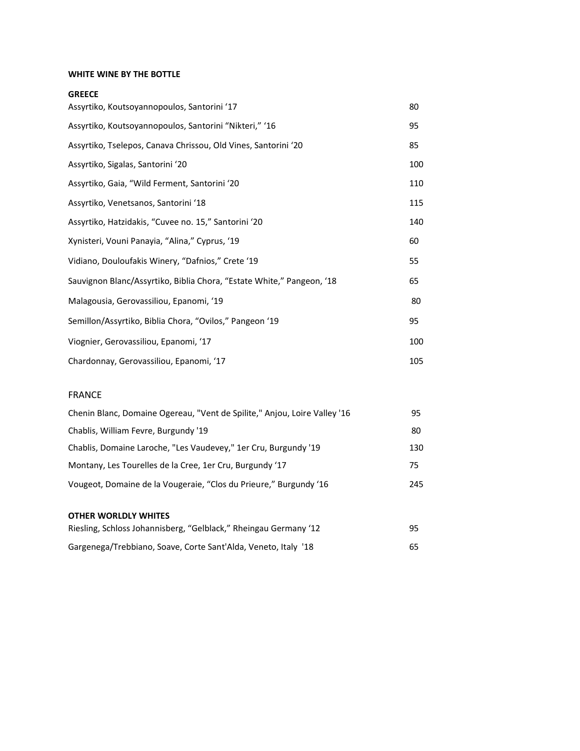# WHITE WINE BY THE BOTTLE

## GREECE

| | |
|---|---|
| Assyrtiko, Koutsoyannopoulos, Santorini '17 | 80 |
| Assyrtiko, Koutsoyannopoulos, Santorini "Nikteri," '16 | 95 |
| Assyrtiko, Tselepos, Canava Chrissou, Old Vines, Santorini '20 | 85 |
| Assyrtiko, Sigalas, Santorini '20 | 100 |
| Assyrtiko, Gaia, "Wild Ferment, Santorini '20 | 110 |
| Assyrtiko, Venetsanos, Santorini '18 | 115 |
| Assyrtiko, Hatzidakis, "Cuvee no. 15," Santorini '20 | 140 |
| Xynisteri, Vouni Panayia, "Alina," Cyprus, '19 | 60 |
| Vidiano, Douloufakis Winery, "Dafnios," Crete '19 | 55 |
| Sauvignon Blanc/Assyrtiko, Biblia Chora, "Estate White," Pangeon, '18 | 65 |
| Malagousia, Gerovassiliou, Epanomi, '19 | 80 |
| Semillon/Assyrtiko, Biblia Chora, "Ovilos," Pangeon '19 | 95 |
| Viognier, Gerovassiliou, Epanomi, '17 | 100 |
| Chardonnay, Gerovassiliou, Epanomi, '17 | 105 |

## FRANCE

| | |
|---|---|
| Chenin Blanc, Domaine Ogereau, "Vent de Spilite," Anjou, Loire Valley '16 | 95 |
| Chablis, William Fevre, Burgundy '19 | 80 |
| Chablis, Domaine Laroche, "Les Vaudevey," 1er Cru, Burgundy '19 | 130 |
| Montany, Les Tourelles de la Cree, 1er Cru, Burgundy '17 | 75 |
| Vougeot, Domaine de la Vougeraie, "Clos du Prieure," Burgundy '16 | 245 |

## OTHER WORLDLY WHITES

| | |
|---|---|
| Riesling, Schloss Johannisberg, "Gelblack," Rheingau Germany '12 | 95 |
| Gargenega/Trebbiano, Soave, Corte Sant'Alda, Veneto, Italy '18 | 65 |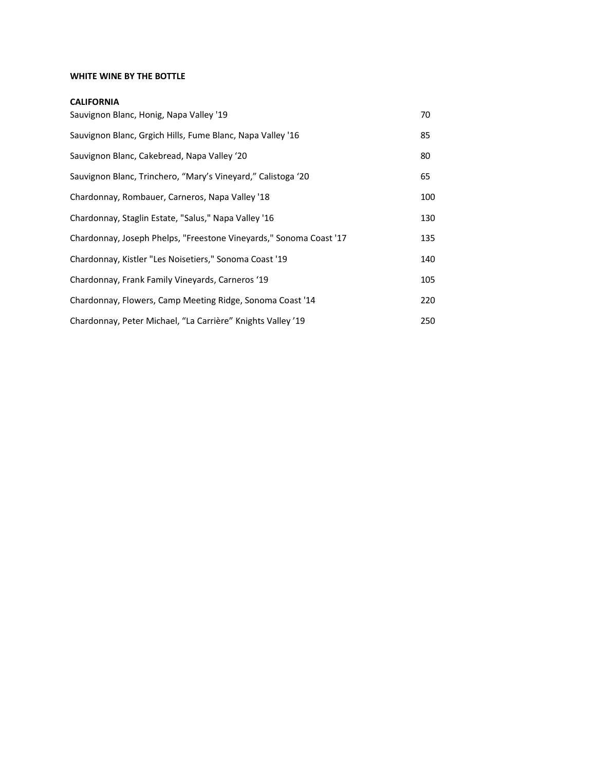**WHITE WINE BY THE BOTTLE**

**CALIFORNIA**

| | |
|---|---|
| Sauvignon Blanc, Honig, Napa Valley '19 | 70 |
| Sauvignon Blanc, Grgich Hills, Fume Blanc, Napa Valley '16 | 85 |
| Sauvignon Blanc, Cakebread, Napa Valley ‘20 | 80 |
| Sauvignon Blanc, Trinchero, “Mary’s Vineyard,” Calistoga ‘20 | 65 |
| Chardonnay, Rombauer, Carneros, Napa Valley '18 | 100 |
| Chardonnay, Staglin Estate, "Salus," Napa Valley '16 | 130 |
| Chardonnay, Joseph Phelps, "Freestone Vineyards," Sonoma Coast '17 | 135 |
| Chardonnay, Kistler "Les Noisetiers," Sonoma Coast '19 | 140 |
| Chardonnay, Frank Family Vineyards, Carneros ‘19 | 105 |
| Chardonnay, Flowers, Camp Meeting Ridge, Sonoma Coast '14 | 220 |
| Chardonnay, Peter Michael, “La Carrière” Knights Valley ’19 | 250 |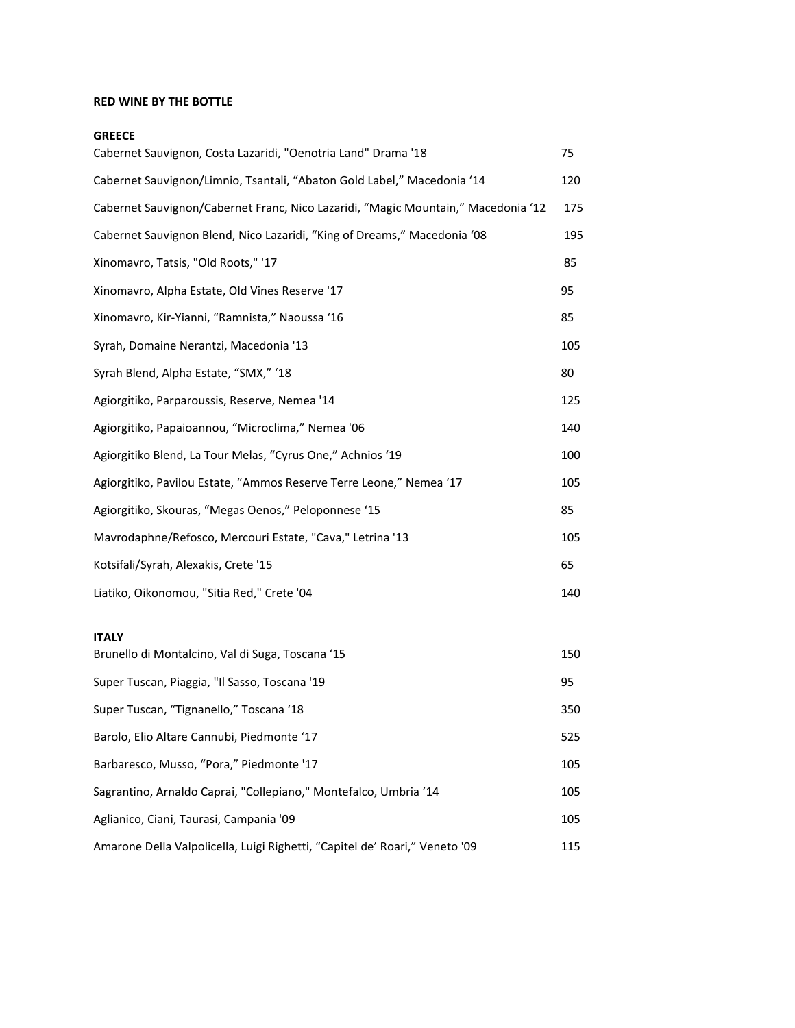**RED WINE BY THE BOTTLE**

**GREECE**

| | |
|---|---|
| Cabernet Sauvignon, Costa Lazaridi, "Oenotria Land" Drama '18 | 75 |
| Cabernet Sauvignon/Limnio, Tsantali, "Abaton Gold Label," Macedonia '14 | 120 |
| Cabernet Sauvignon/Cabernet Franc, Nico Lazaridi, "Magic Mountain," Macedonia '12 | 175 |
| Cabernet Sauvignon Blend, Nico Lazaridi, "King of Dreams," Macedonia '08 | 195 |
| Xinomavro, Tatsis, "Old Roots," '17 | 85 |
| Xinomavro, Alpha Estate, Old Vines Reserve '17 | 95 |
| Xinomavro, Kir-Yianni, "Ramnista," Naoussa '16 | 85 |
| Syrah, Domaine Nerantzi, Macedonia '13 | 105 |
| Syrah Blend, Alpha Estate, "SMX," '18 | 80 |
| Agiorgitiko, Parparoussis, Reserve, Nemea '14 | 125 |
| Agiorgitiko, Papaioannou, "Microclima," Nemea '06 | 140 |
| Agiorgitiko Blend, La Tour Melas, "Cyrus One," Achnios '19 | 100 |
| Agiorgitiko, Pavilou Estate, "Ammos Reserve Terre Leone," Nemea '17 | 105 |
| Agiorgitiko, Skouras, "Megas Oenos," Peloponnese '15 | 85 |
| Mavrodaphne/Refosco, Mercouri Estate, "Cava," Letrina '13 | 105 |
| Kotsifali/Syrah, Alexakis, Crete '15 | 65 |
| Liatiko, Oikonomou, "Sitia Red," Crete '04 | 140 |

**ITALY**

| | |
|---|---|
| Brunello di Montalcino, Val di Suga, Toscana '15 | 150 |
| Super Tuscan, Piaggia, "Il Sasso, Toscana '19 | 95 |
| Super Tuscan, "Tignanello," Toscana '18 | 350 |
| Barolo, Elio Altare Cannubi, Piedmonte '17 | 525 |
| Barbaresco, Musso, "Pora," Piedmonte '17 | 105 |
| Sagrantino, Arnaldo Caprai, "Collepiano," Montefalco, Umbria '14 | 105 |
| Aglianico, Ciani, Taurasi, Campania '09 | 105 |
| Amarone Della Valpolicella, Luigi Righetti, "Capitel de' Roari," Veneto '09 | 115 |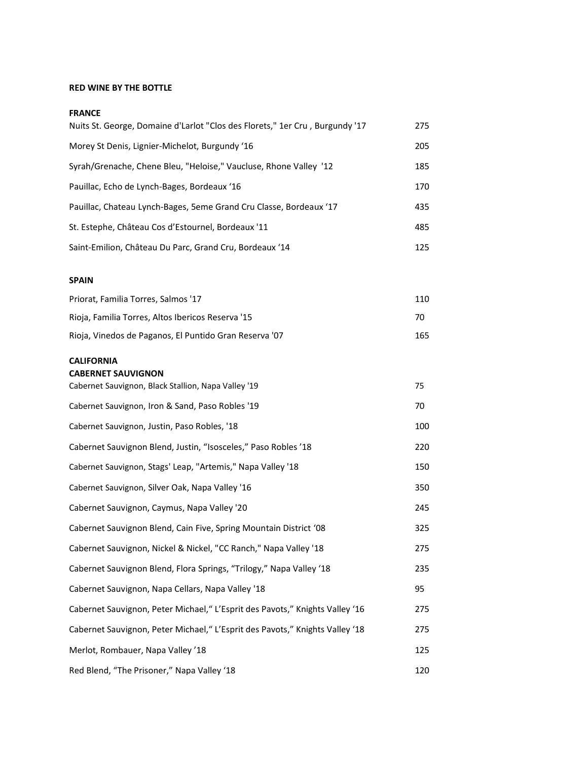**RED WINE BY THE BOTTLE**

**FRANCE**

| | |
|---|---|
| Nuits St. George, Domaine d'Larlot "Clos des Florets," 1er Cru , Burgundy '17 | 275 |
| Morey St Denis, Lignier-Michelot, Burgundy ‘16 | 205 |
| Syrah/Grenache, Chene Bleu, "Heloise," Vaucluse, Rhone Valley '12 | 185 |
| Pauillac, Echo de Lynch-Bages, Bordeaux ‘16 | 170 |
| Pauillac, Chateau Lynch-Bages, 5eme Grand Cru Classe, Bordeaux ‘17 | 435 |
| St. Estephe, Château Cos d’Estournel, Bordeaux '11 | 485 |
| Saint-Emilion, Château Du Parc, Grand Cru, Bordeaux ‘14 | 125 |

**SPAIN**

| | |
|---|---|
| Priorat, Familia Torres, Salmos '17 | 110 |
| Rioja, Familia Torres, Altos Ibericos Reserva '15 | 70 |
| Rioja, Vinedos de Paganos, El Puntido Gran Reserva '07 | 165 |

**CALIFORNIA**

**CABERNET SAUVIGNON**

| | |
|---|---|
| Cabernet Sauvignon, Black Stallion, Napa Valley '19 | 75 |
| Cabernet Sauvignon, Iron & Sand, Paso Robles '19 | 70 |
| Cabernet Sauvignon, Justin, Paso Robles, '18 | 100 |
| Cabernet Sauvignon Blend, Justin, “Isosceles,” Paso Robles ’18 | 220 |
| Cabernet Sauvignon, Stags' Leap, "Artemis," Napa Valley '18 | 150 |
| Cabernet Sauvignon, Silver Oak, Napa Valley '16 | 350 |
| Cabernet Sauvignon, Caymus, Napa Valley '20 | 245 |
| Cabernet Sauvignon Blend, Cain Five, Spring Mountain District ‘08 | 325 |
| Cabernet Sauvignon, Nickel & Nickel, "CC Ranch," Napa Valley '18 | 275 |
| Cabernet Sauvignon Blend, Flora Springs, “Trilogy,” Napa Valley ‘18 | 235 |
| Cabernet Sauvignon, Napa Cellars, Napa Valley '18 | 95 |
| Cabernet Sauvignon, Peter Michael,“ L’Esprit des Pavots,” Knights Valley ‘16 | 275 |
| Cabernet Sauvignon, Peter Michael,“ L’Esprit des Pavots,” Knights Valley ‘18 | 275 |
| Merlot, Rombauer, Napa Valley ’18 | 125 |
| Red Blend, “The Prisoner,” Napa Valley ‘18 | 120 |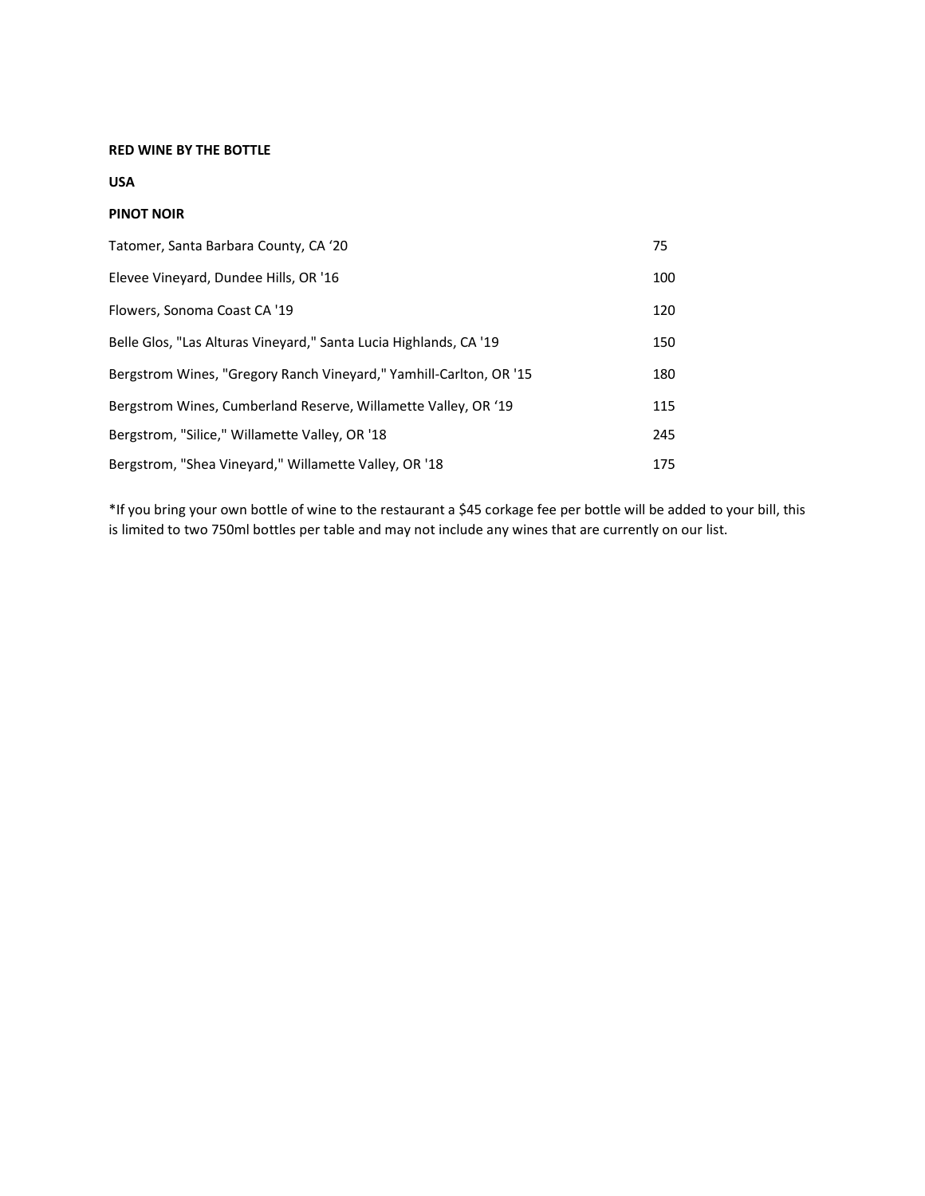**RED WINE BY THE BOTTLE**

**USA**

**PINOT NOIR**

| | |
|---|---|
| Tatomer, Santa Barbara County, CA ‘20 | 75 |
| Elevee Vineyard, Dundee Hills, OR '16 | 100 |
| Flowers, Sonoma Coast CA '19 | 120 |
| Belle Glos, "Las Alturas Vineyard," Santa Lucia Highlands, CA '19 | 150 |
| Bergstrom Wines, "Gregory Ranch Vineyard," Yamhill-Carlton, OR '15 | 180 |
| Bergstrom Wines, Cumberland Reserve, Willamette Valley, OR ‘19 | 115 |
| Bergstrom, "Silice," Willamette Valley, OR '18 | 245 |
| Bergstrom, "Shea Vineyard," Willamette Valley, OR '18 | 175 |

*If you bring your own bottle of wine to the restaurant a $45 corkage fee per bottle will be added to your bill, this is limited to two 750ml bottles per table and may not include any wines that are currently on our list.